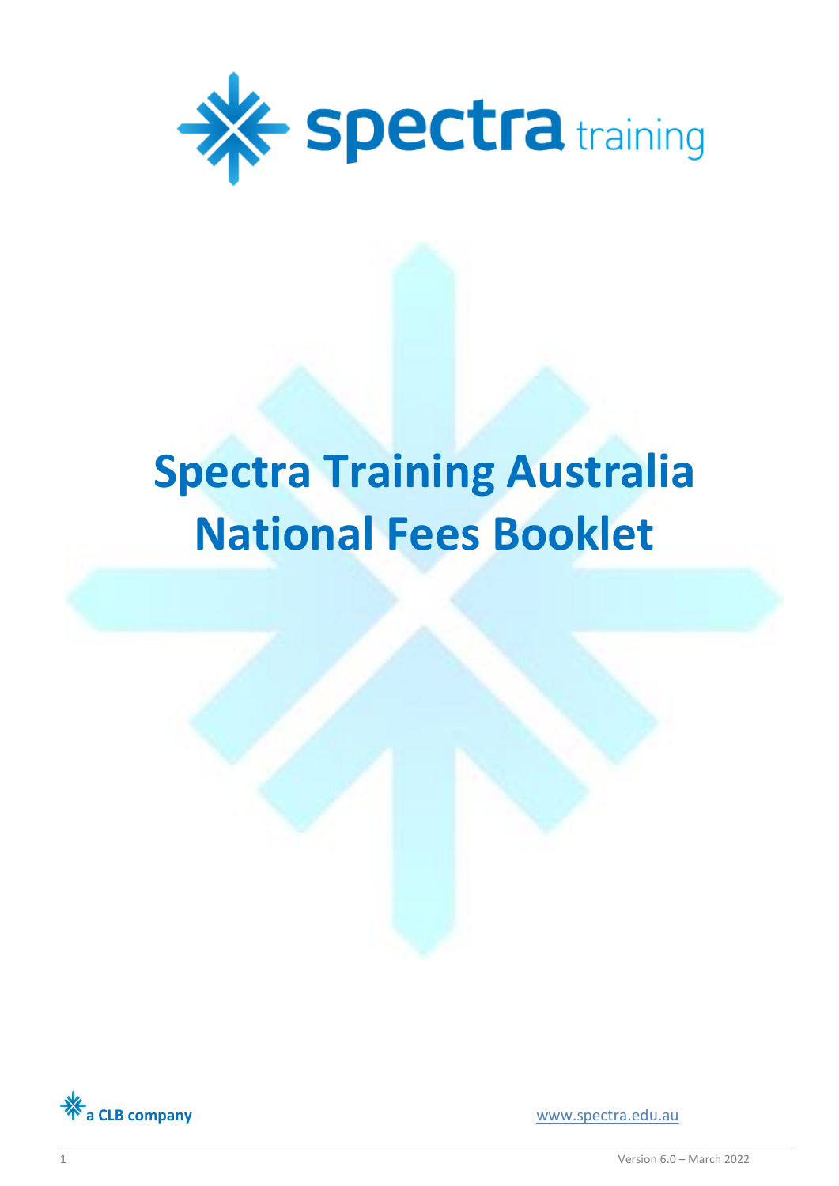# Spectra Training Australia National Fees Booklet

a CLB company

www.spectra.edu.au

Version 6.0 – March 2022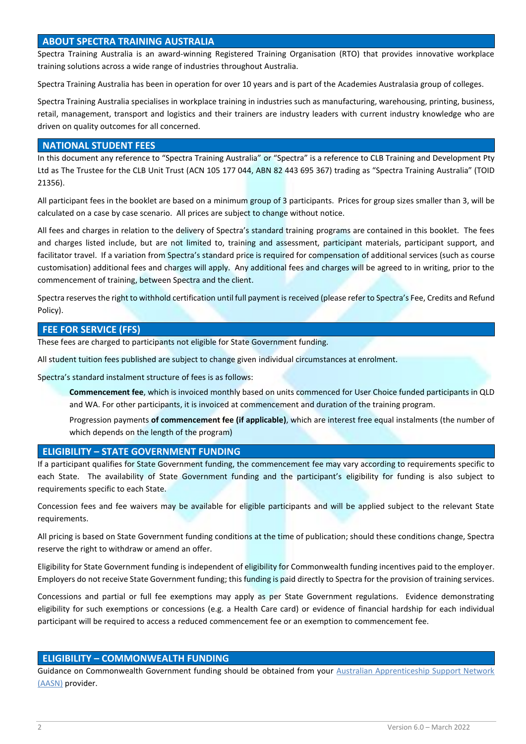## ABOUT SPECTRA TRAINING AUSTRALIA

Spectra Training Australia is an award-winning Registered Training Organisation (RTO) that provides innovative workplace training solutions across a wide range of industries throughout Australia.

Spectra Training Australia has been in operation for over 10 years and is part of the Academies Australasia group of colleges.

Spectra Training Australia specialises in workplace training in industries such as manufacturing, warehousing, printing, business, retail, management, transport and logistics and their trainers are industry leaders with current industry knowledge who are driven on quality outcomes for all concerned.

## NATIONAL STUDENT FEES

In this document any reference to "Spectra Training Australia" or "Spectra" is a reference to CLB Training and Development Pty Ltd as The Trustee for the CLB Unit Trust (ACN 105 177 044, ABN 82 443 695 367) trading as "Spectra Training Australia" (TOID 21356).

All participant fees in the booklet are based on a minimum group of 3 participants. Prices for group sizes smaller than 3, will be calculated on a case by case scenario. All prices are subject to change without notice.

All fees and charges in relation to the delivery of Spectra's standard training programs are contained in this booklet. The fees and charges listed include, but are not limited to, training and assessment, participant materials, participant support, and facilitator travel. If a variation from Spectra's standard price is required for compensation of additional services (such as course customisation) additional fees and charges will apply. Any additional fees and charges will be agreed to in writing, prior to the commencement of training, between Spectra and the client.

Spectra reserves the right to withhold certification until full payment is received (please refer to Spectra's Fee, Credits and Refund Policy).

## FEE FOR SERVICE (FFS)

These fees are charged to participants not eligible for State Government funding.

All student tuition fees published are subject to change given individual circumstances at enrolment.

Spectra's standard instalment structure of fees is as follows:

> **Commencement fee**, which is invoiced monthly based on units commenced for User Choice funded participants in QLD and WA. For other participants, it is invoiced at commencement and duration of the training program.
>
> Progression payments **of commencement fee (if applicable)**, which are interest free equal instalments (the number of which depends on the length of the program)

## ELIGIBILITY – STATE GOVERNMENT FUNDING

If a participant qualifies for State Government funding, the commencement fee may vary according to requirements specific to each State. The availability of State Government funding and the participant's eligibility for funding is also subject to requirements specific to each State.

Concession fees and fee waivers may be available for eligible participants and will be applied subject to the relevant State requirements.

All pricing is based on State Government funding conditions at the time of publication; should these conditions change, Spectra reserve the right to withdraw or amend an offer.

Eligibility for State Government funding is independent of eligibility for Commonwealth funding incentives paid to the employer. Employers do not receive State Government funding; this funding is paid directly to Spectra for the provision of training services.

Concessions and partial or full fee exemptions may apply as per State Government regulations. Evidence demonstrating eligibility for such exemptions or concessions (e.g. a Health Care card) or evidence of financial hardship for each individual participant will be required to access a reduced commencement fee or an exemption to commencement fee.

## ELIGIBILITY – COMMONWEALTH FUNDING

Guidance on Commonwealth Government funding should be obtained from your Australian Apprenticeship Support Network (AASN) provider.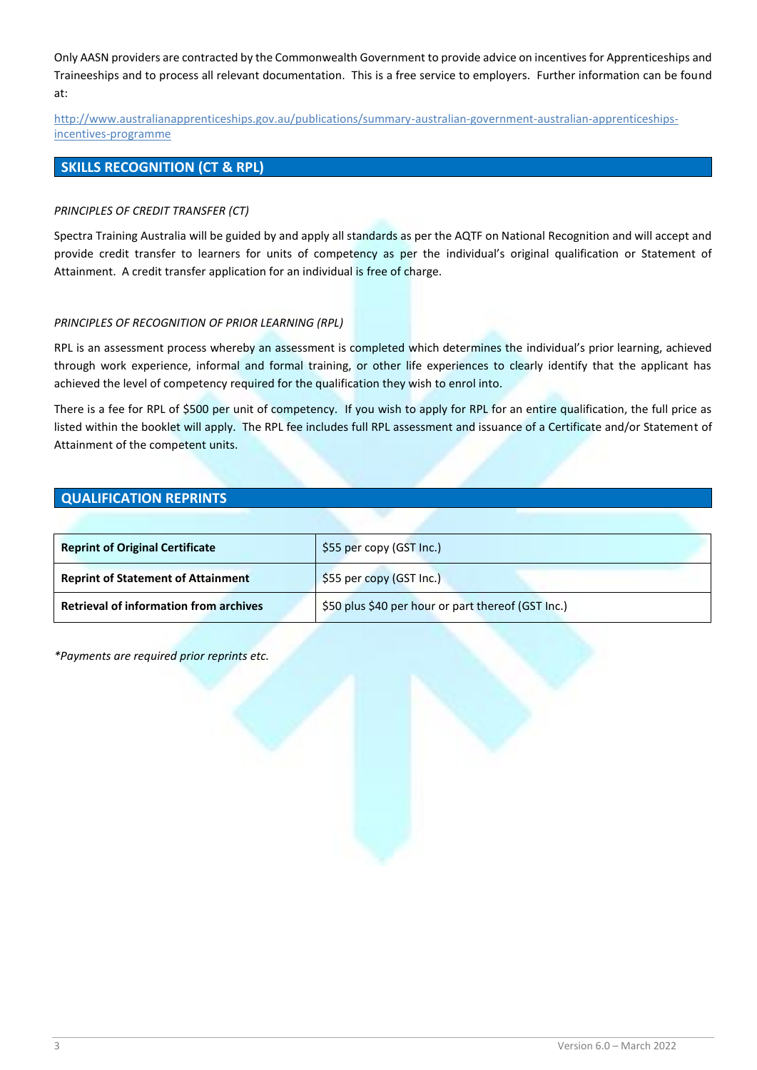Only AASN providers are contracted by the Commonwealth Government to provide advice on incentives for Apprenticeships and Traineeships and to process all relevant documentation. This is a free service to employers. Further information can be found at:

http://www.australianapprenticeships.gov.au/publications/summary-australian-government-australian-apprenticeships-incentives-programme

## SKILLS RECOGNITION (CT & RPL)

*PRINCIPLES OF CREDIT TRANSFER (CT)*

Spectra Training Australia will be guided by and apply all standards as per the AQTF on National Recognition and will accept and provide credit transfer to learners for units of competency as per the individual's original qualification or Statement of Attainment. A credit transfer application for an individual is free of charge.

*PRINCIPLES OF RECOGNITION OF PRIOR LEARNING (RPL)*

RPL is an assessment process whereby an assessment is completed which determines the individual's prior learning, achieved through work experience, informal and formal training, or other life experiences to clearly identify that the applicant has achieved the level of competency required for the qualification they wish to enrol into.

There is a fee for RPL of $500 per unit of competency. If you wish to apply for RPL for an entire qualification, the full price as listed within the booklet will apply. The RPL fee includes full RPL assessment and issuance of a Certificate and/or Statement of Attainment of the competent units.

## QUALIFICATION REPRINTS

| | |
|---|---|
| **Reprint of Original Certificate** | $55 per copy (GST Inc.) |
| **Reprint of Statement of Attainment** | $55 per copy (GST Inc.) |
| **Retrieval of information from archives** | $50 plus $40 per hour or part thereof (GST Inc.) |

*\*Payments are required prior reprints etc.*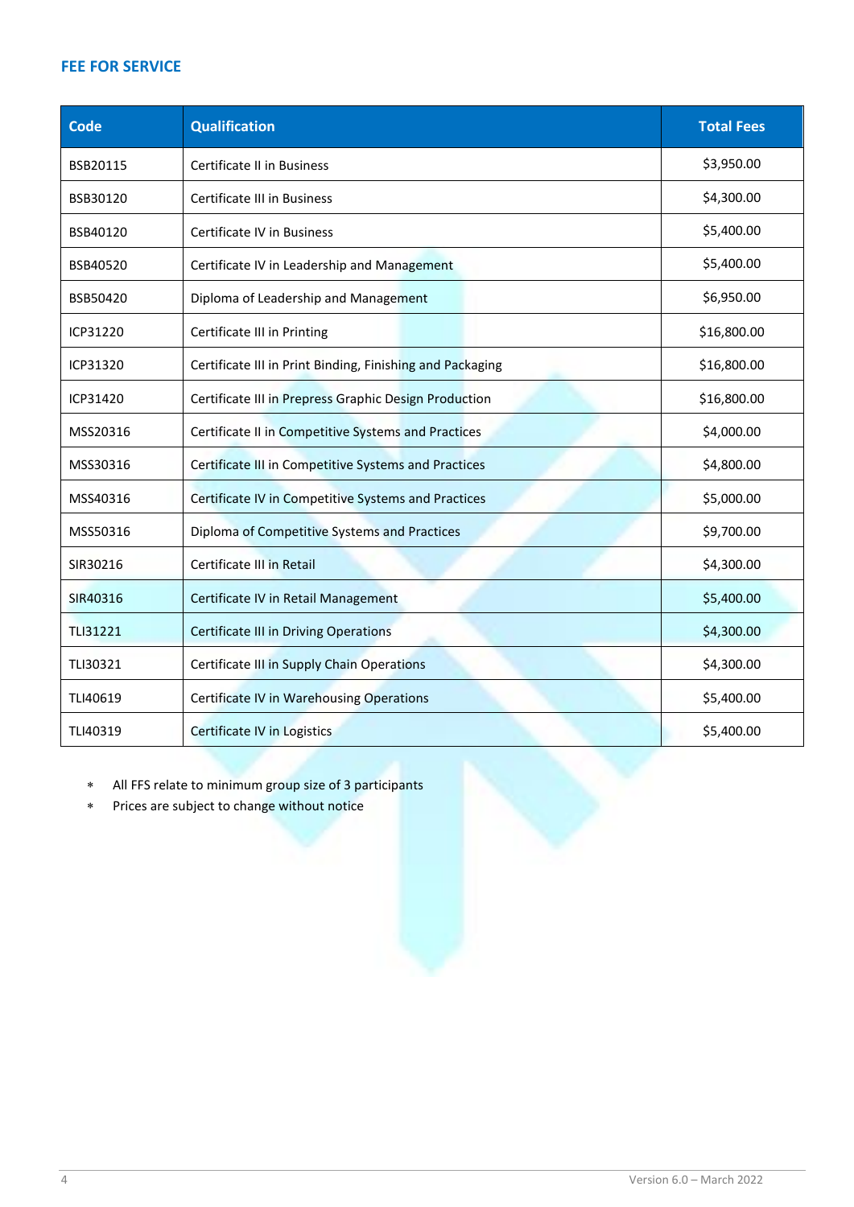## FEE FOR SERVICE

| Code | Qualification | Total Fees |
|---|---|---|
| BSB20115 | Certificate II in Business | $3,950.00 |
| BSB30120 | Certificate III in Business | $4,300.00 |
| BSB40120 | Certificate IV in Business | $5,400.00 |
| BSB40520 | Certificate IV in Leadership and Management | $5,400.00 |
| BSB50420 | Diploma of Leadership and Management | $6,950.00 |
| ICP31220 | Certificate III in Printing | $16,800.00 |
| ICP31320 | Certificate III in Print Binding, Finishing and Packaging | $16,800.00 |
| ICP31420 | Certificate III in Prepress Graphic Design Production | $16,800.00 |
| MSS20316 | Certificate II in Competitive Systems and Practices | $4,000.00 |
| MSS30316 | Certificate III in Competitive Systems and Practices | $4,800.00 |
| MSS40316 | Certificate IV in Competitive Systems and Practices | $5,000.00 |
| MSS50316 | Diploma of Competitive Systems and Practices | $9,700.00 |
| SIR30216 | Certificate III in Retail | $4,300.00 |
| SIR40316 | Certificate IV in Retail Management | $5,400.00 |
| TLI31221 | Certificate III in Driving Operations | $4,300.00 |
| TLI30321 | Certificate III in Supply Chain Operations | $4,300.00 |
| TLI40619 | Certificate IV in Warehousing Operations | $5,400.00 |
| TLI40319 | Certificate IV in Logistics | $5,400.00 |

- All FFS relate to minimum group size of 3 participants
- Prices are subject to change without notice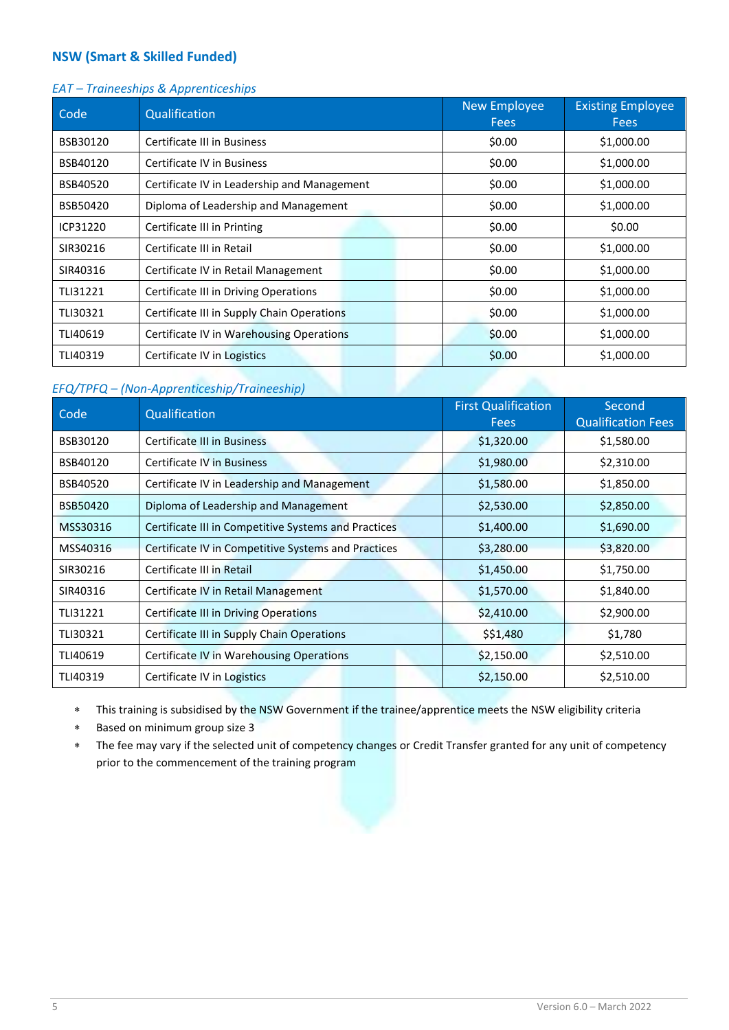## NSW (Smart & Skilled Funded)

*EAT – Traineeships & Apprenticeships*

| Code | Qualification | New Employee Fees | Existing Employee Fees |
|---|---|---|---|
| BSB30120 | Certificate III in Business | $0.00 | $1,000.00 |
| BSB40120 | Certificate IV in Business | $0.00 | $1,000.00 |
| BSB40520 | Certificate IV in Leadership and Management | $0.00 | $1,000.00 |
| BSB50420 | Diploma of Leadership and Management | $0.00 | $1,000.00 |
| ICP31220 | Certificate III in Printing | $0.00 | $0.00 |
| SIR30216 | Certificate III in Retail | $0.00 | $1,000.00 |
| SIR40316 | Certificate IV in Retail Management | $0.00 | $1,000.00 |
| TLI31221 | Certificate III in Driving Operations | $0.00 | $1,000.00 |
| TLI30321 | Certificate III in Supply Chain Operations | $0.00 | $1,000.00 |
| TLI40619 | Certificate IV in Warehousing Operations | $0.00 | $1,000.00 |
| TLI40319 | Certificate IV in Logistics | $0.00 | $1,000.00 |

*EFQ/TPFQ – (Non-Apprenticeship/Traineeship)*

| Code | Qualification | First Qualification Fees | Second Qualification Fees |
|---|---|---|---|
| BSB30120 | Certificate III in Business | $1,320.00 | $1,580.00 |
| BSB40120 | Certificate IV in Business | $1,980.00 | $2,310.00 |
| BSB40520 | Certificate IV in Leadership and Management | $1,580.00 | $1,850.00 |
| BSB50420 | Diploma of Leadership and Management | $2,530.00 | $2,850.00 |
| MSS30316 | Certificate III in Competitive Systems and Practices | $1,400.00 | $1,690.00 |
| MSS40316 | Certificate IV in Competitive Systems and Practices | $3,280.00 | $3,820.00 |
| SIR30216 | Certificate III in Retail | $1,450.00 | $1,750.00 |
| SIR40316 | Certificate IV in Retail Management | $1,570.00 | $1,840.00 |
| TLI31221 | Certificate III in Driving Operations | $2,410.00 | $2,900.00 |
| TLI30321 | Certificate III in Supply Chain Operations | $$1,480 | $1,780 |
| TLI40619 | Certificate IV in Warehousing Operations | $2,150.00 | $2,510.00 |
| TLI40319 | Certificate IV in Logistics | $2,150.00 | $2,510.00 |

- This training is subsidised by the NSW Government if the trainee/apprentice meets the NSW eligibility criteria
- Based on minimum group size 3
- The fee may vary if the selected unit of competency changes or Credit Transfer granted for any unit of competency prior to the commencement of the training program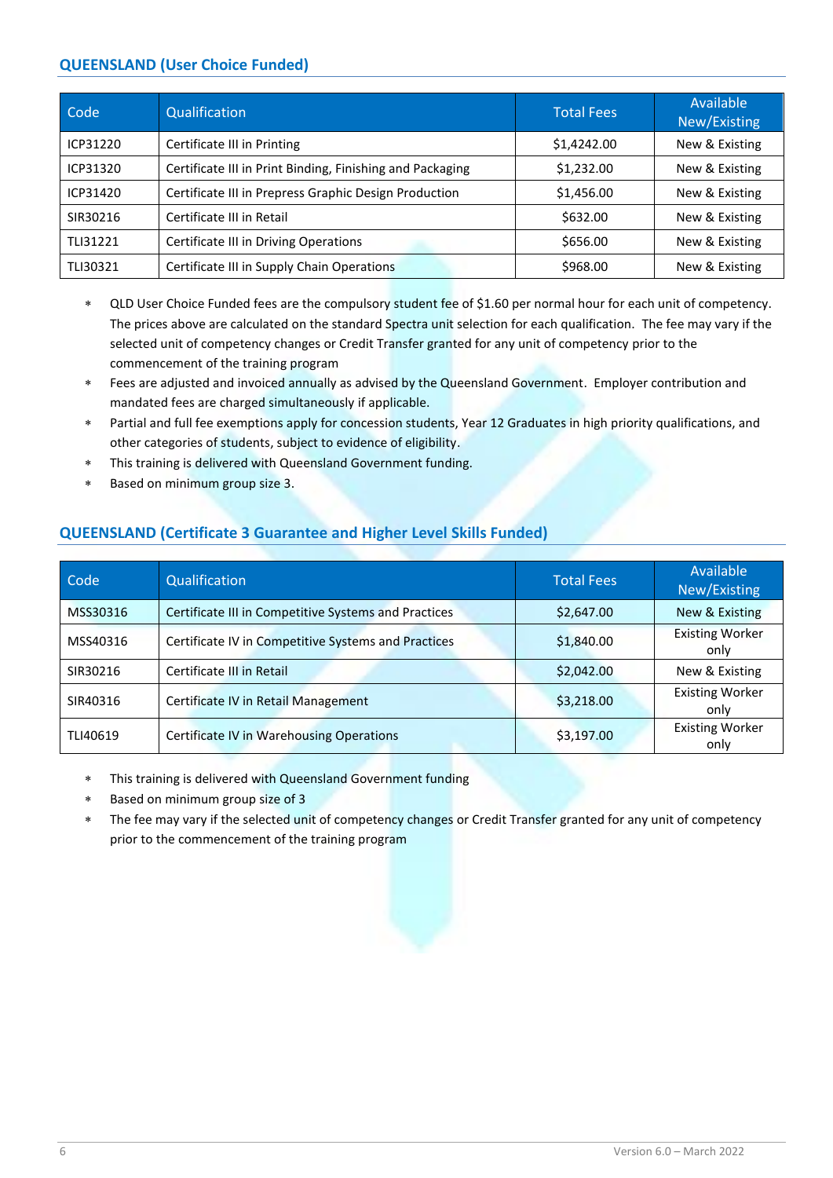## QUEENSLAND (User Choice Funded)

| Code | Qualification | Total Fees | Available New/Existing |
|---|---|---|---|
| ICP31220 | Certificate III in Printing | $1,4242.00 | New & Existing |
| ICP31320 | Certificate III in Print Binding, Finishing and Packaging | $1,232.00 | New & Existing |
| ICP31420 | Certificate III in Prepress Graphic Design Production | $1,456.00 | New & Existing |
| SIR30216 | Certificate III in Retail | $632.00 | New & Existing |
| TLI31221 | Certificate III in Driving Operations | $656.00 | New & Existing |
| TLI30321 | Certificate III in Supply Chain Operations | $968.00 | New & Existing |

- QLD User Choice Funded fees are the compulsory student fee of $1.60 per normal hour for each unit of competency. The prices above are calculated on the standard Spectra unit selection for each qualification. The fee may vary if the selected unit of competency changes or Credit Transfer granted for any unit of competency prior to the commencement of the training program
- Fees are adjusted and invoiced annually as advised by the Queensland Government. Employer contribution and mandated fees are charged simultaneously if applicable.
- Partial and full fee exemptions apply for concession students, Year 12 Graduates in high priority qualifications, and other categories of students, subject to evidence of eligibility.
- This training is delivered with Queensland Government funding.
- Based on minimum group size 3.

## QUEENSLAND (Certificate 3 Guarantee and Higher Level Skills Funded)

| Code | Qualification | Total Fees | Available New/Existing |
|---|---|---|---|
| MSS30316 | Certificate III in Competitive Systems and Practices | $2,647.00 | New & Existing |
| MSS40316 | Certificate IV in Competitive Systems and Practices | $1,840.00 | Existing Worker only |
| SIR30216 | Certificate III in Retail | $2,042.00 | New & Existing |
| SIR40316 | Certificate IV in Retail Management | $3,218.00 | Existing Worker only |
| TLI40619 | Certificate IV in Warehousing Operations | $3,197.00 | Existing Worker only |

- This training is delivered with Queensland Government funding
- Based on minimum group size of 3
- The fee may vary if the selected unit of competency changes or Credit Transfer granted for any unit of competency prior to the commencement of the training program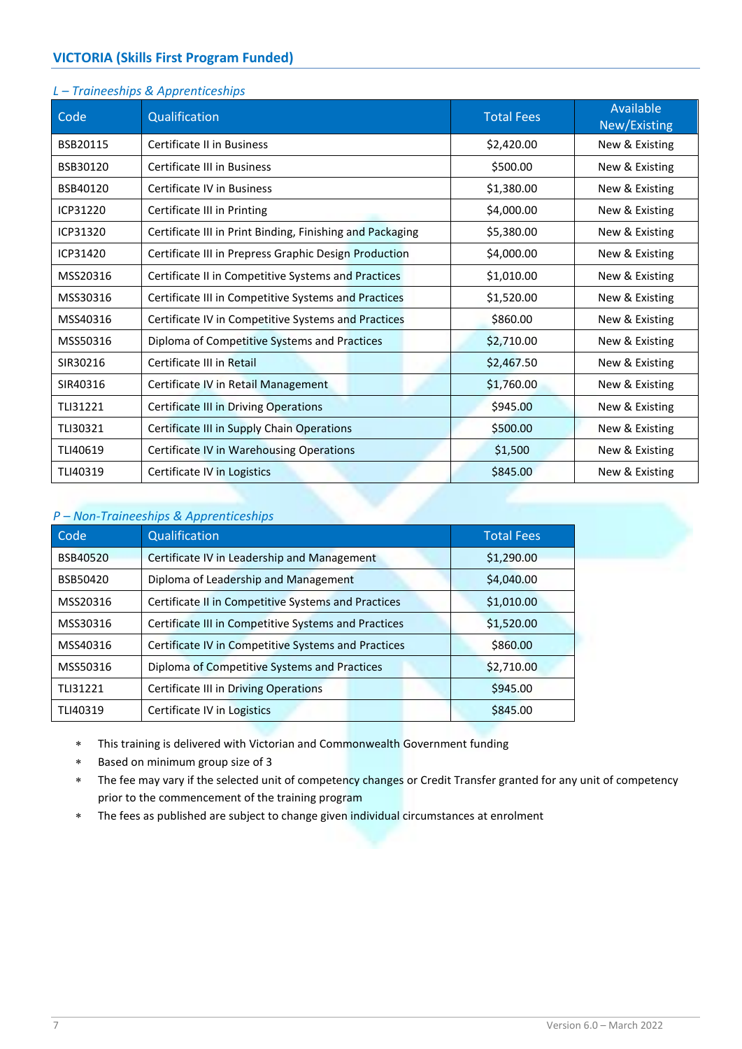## VICTORIA (Skills First Program Funded)

*L – Traineeships & Apprenticeships*

| Code | Qualification | Total Fees | Available New/Existing |
|---|---|---|---|
| BSB20115 | Certificate II in Business | $2,420.00 | New & Existing |
| BSB30120 | Certificate III in Business | $500.00 | New & Existing |
| BSB40120 | Certificate IV in Business | $1,380.00 | New & Existing |
| ICP31220 | Certificate III in Printing | $4,000.00 | New & Existing |
| ICP31320 | Certificate III in Print Binding, Finishing and Packaging | $5,380.00 | New & Existing |
| ICP31420 | Certificate III in Prepress Graphic Design Production | $4,000.00 | New & Existing |
| MSS20316 | Certificate II in Competitive Systems and Practices | $1,010.00 | New & Existing |
| MSS30316 | Certificate III in Competitive Systems and Practices | $1,520.00 | New & Existing |
| MSS40316 | Certificate IV in Competitive Systems and Practices | $860.00 | New & Existing |
| MSS50316 | Diploma of Competitive Systems and Practices | $2,710.00 | New & Existing |
| SIR30216 | Certificate III in Retail | $2,467.50 | New & Existing |
| SIR40316 | Certificate IV in Retail Management | $1,760.00 | New & Existing |
| TLI31221 | Certificate III in Driving Operations | $945.00 | New & Existing |
| TLI30321 | Certificate III in Supply Chain Operations | $500.00 | New & Existing |
| TLI40619 | Certificate IV in Warehousing Operations | $1,500 | New & Existing |
| TLI40319 | Certificate IV in Logistics | $845.00 | New & Existing |

*P – Non-Traineeships & Apprenticeships*

| Code | Qualification | Total Fees |
|---|---|---|
| BSB40520 | Certificate IV in Leadership and Management | $1,290.00 |
| BSB50420 | Diploma of Leadership and Management | $4,040.00 |
| MSS20316 | Certificate II in Competitive Systems and Practices | $1,010.00 |
| MSS30316 | Certificate III in Competitive Systems and Practices | $1,520.00 |
| MSS40316 | Certificate IV in Competitive Systems and Practices | $860.00 |
| MSS50316 | Diploma of Competitive Systems and Practices | $2,710.00 |
| TLI31221 | Certificate III in Driving Operations | $945.00 |
| TLI40319 | Certificate IV in Logistics | $845.00 |

- This training is delivered with Victorian and Commonwealth Government funding
- Based on minimum group size of 3
- The fee may vary if the selected unit of competency changes or Credit Transfer granted for any unit of competency prior to the commencement of the training program
- The fees as published are subject to change given individual circumstances at enrolment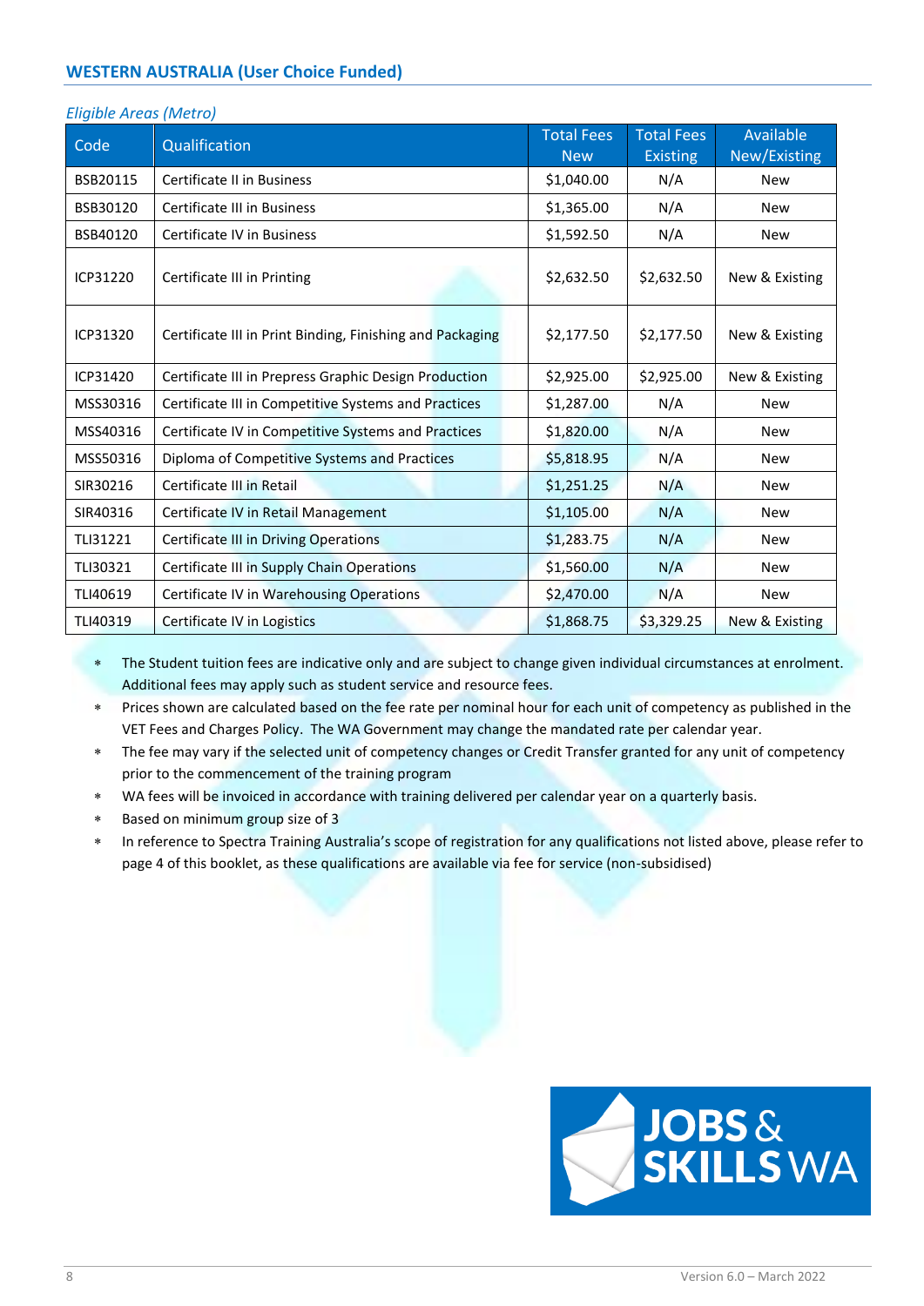## WESTERN AUSTRALIA (User Choice Funded)

*Eligible Areas (Metro)*

| Code | Qualification | Total Fees New | Total Fees Existing | Available New/Existing |
|---|---|---|---|---|
| BSB20115 | Certificate II in Business | $1,040.00 | N/A | New |
| BSB30120 | Certificate III in Business | $1,365.00 | N/A | New |
| BSB40120 | Certificate IV in Business | $1,592.50 | N/A | New |
| ICP31220 | Certificate III in Printing | $2,632.50 | $2,632.50 | New & Existing |
| ICP31320 | Certificate III in Print Binding, Finishing and Packaging | $2,177.50 | $2,177.50 | New & Existing |
| ICP31420 | Certificate III in Prepress Graphic Design Production | $2,925.00 | $2,925.00 | New & Existing |
| MSS30316 | Certificate III in Competitive Systems and Practices | $1,287.00 | N/A | New |
| MSS40316 | Certificate IV in Competitive Systems and Practices | $1,820.00 | N/A | New |
| MSS50316 | Diploma of Competitive Systems and Practices | $5,818.95 | N/A | New |
| SIR30216 | Certificate III in Retail | $1,251.25 | N/A | New |
| SIR40316 | Certificate IV in Retail Management | $1,105.00 | N/A | New |
| TLI31221 | Certificate III in Driving Operations | $1,283.75 | N/A | New |
| TLI30321 | Certificate III in Supply Chain Operations | $1,560.00 | N/A | New |
| TLI40619 | Certificate IV in Warehousing Operations | $2,470.00 | N/A | New |
| TLI40319 | Certificate IV in Logistics | $1,868.75 | $3,329.25 | New & Existing |

- The Student tuition fees are indicative only and are subject to change given individual circumstances at enrolment. Additional fees may apply such as student service and resource fees.
- Prices shown are calculated based on the fee rate per nominal hour for each unit of competency as published in the VET Fees and Charges Policy. The WA Government may change the mandated rate per calendar year.
- The fee may vary if the selected unit of competency changes or Credit Transfer granted for any unit of competency prior to the commencement of the training program
- WA fees will be invoiced in accordance with training delivered per calendar year on a quarterly basis.
- Based on minimum group size of 3
- In reference to Spectra Training Australia's scope of registration for any qualifications not listed above, please refer to page 4 of this booklet, as these qualifications are available via fee for service (non-subsidised)

JOBS & SKILLS WA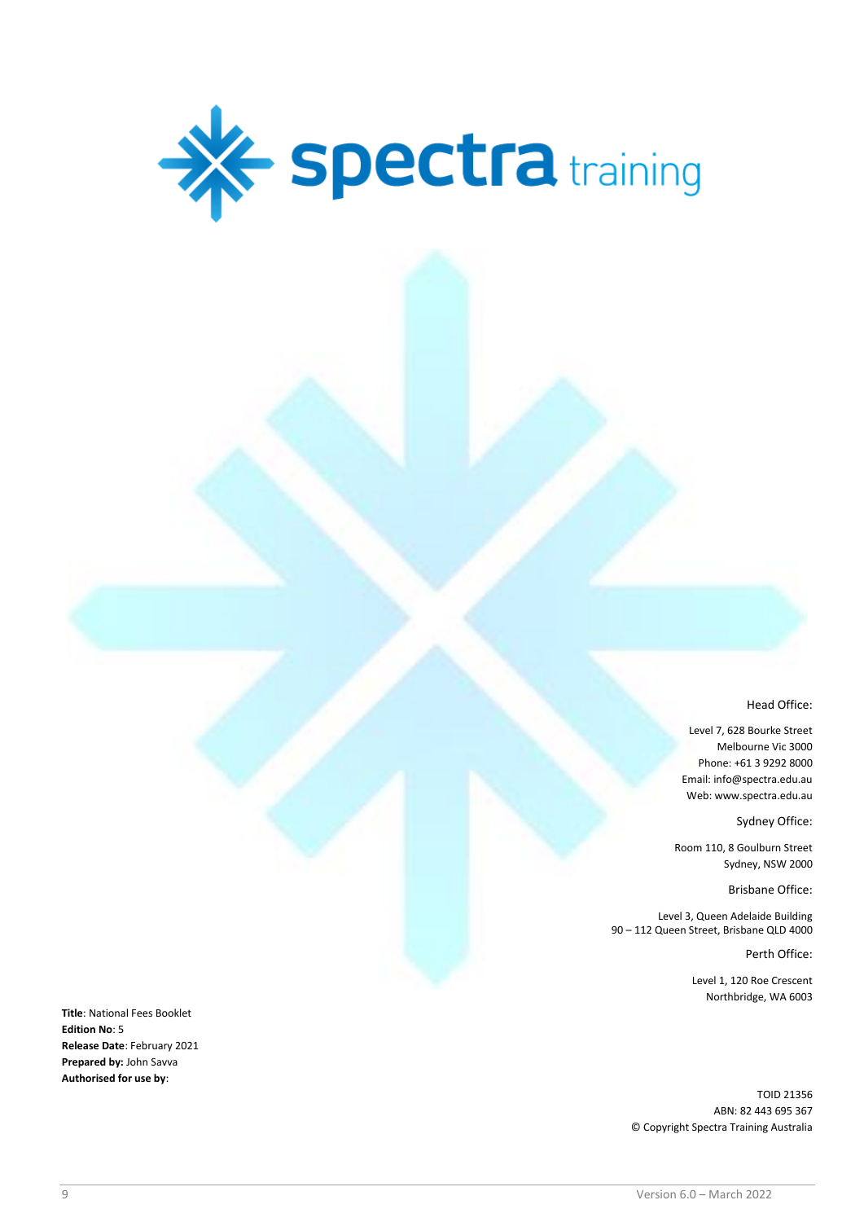Head Office:

Level 7, 628 Bourke Street
Melbourne Vic 3000
Phone: +61 3 9292 8000
Email: info@spectra.edu.au
Web: www.spectra.edu.au

Sydney Office:

Room 110, 8 Goulburn Street
Sydney, NSW 2000

Brisbane Office:

Level 3, Queen Adelaide Building
90 – 112 Queen Street, Brisbane QLD 4000

Perth Office:

Level 1, 120 Roe Crescent
Northbridge, WA 6003

**Title**: National Fees Booklet
**Edition No**: 5
**Release Date**: February 2021
**Prepared by:** John Savva
**Authorised for use by**:

TOID 21356
ABN: 82 443 695 367
© Copyright Spectra Training Australia